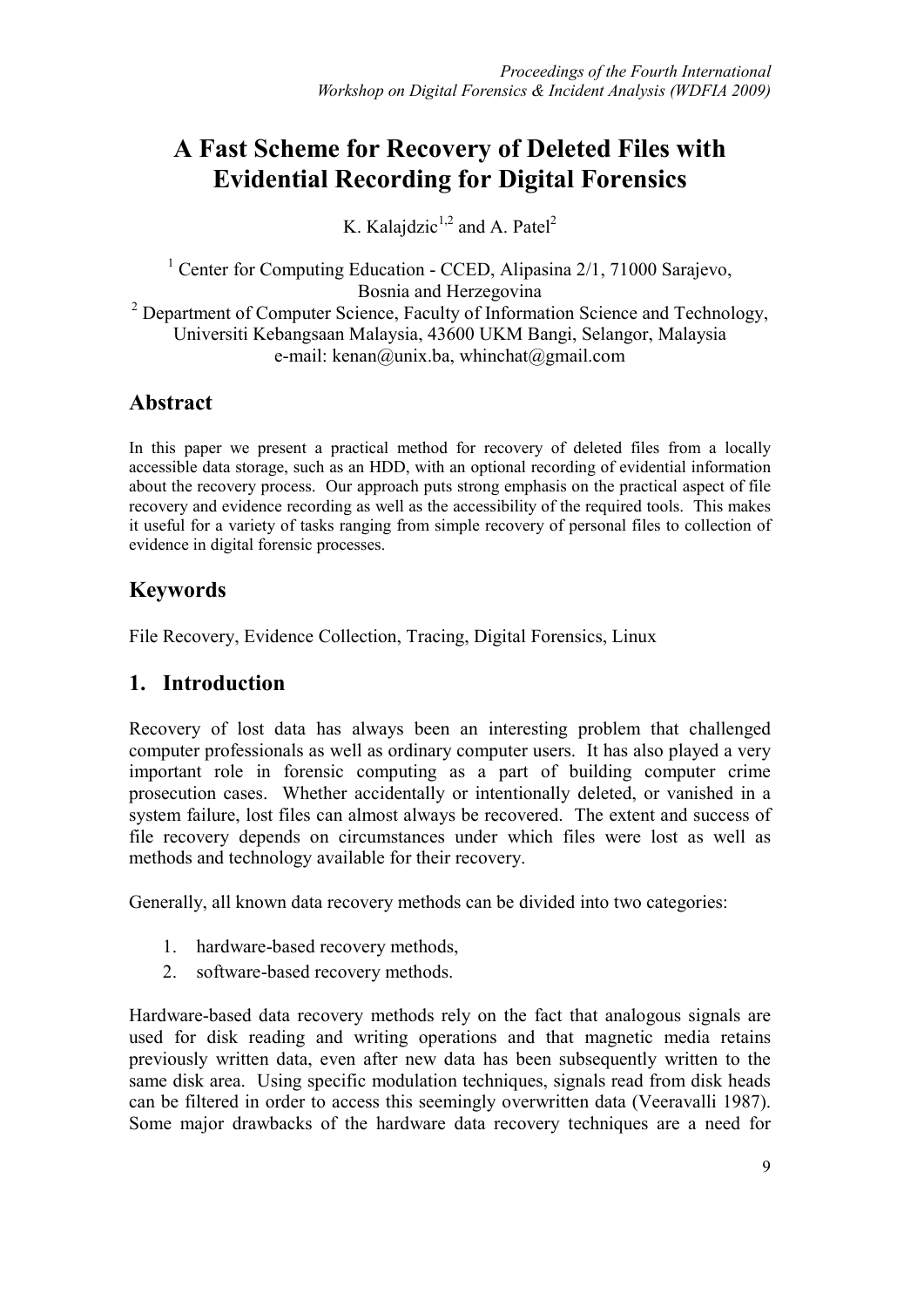# A Fast Scheme for Recovery of Deleted Files with Evidential Recording for Digital Forensics

K. Kalajdzic[1,2] and A. Patel[2]

[1] Center for Computing Education - CCED, Alipasina 2/1, 71000 Sarajevo, Bosnia and Herzegovina

[2] Department of Computer Science, Faculty of Information Science and Technology, Universiti Kebangsaan Malaysia, 43600 UKM Bangi, Selangor, Malaysia

e-mail: kenan@unix.ba, whinchat@gmail.com

## Abstract

In this paper we present a practical method for recovery of deleted files from a locally accessible data storage, such as an HDD, with an optional recording of evidential information about the recovery process. Our approach puts strong emphasis on the practical aspect of file recovery and evidence recording as well as the accessibility of the required tools. This makes it useful for a variety of tasks ranging from simple recovery of personal files to collection of evidence in digital forensic processes.

## Keywords

File Recovery, Evidence Collection, Tracing, Digital Forensics, Linux

## 1. Introduction

Recovery of lost data has always been an interesting problem that challenged computer professionals as well as ordinary computer users. It has also played a very important role in forensic computing as a part of building computer crime prosecution cases. Whether accidentally or intentionally deleted, or vanished in a system failure, lost files can almost always be recovered. The extent and success of file recovery depends on circumstances under which files were lost as well as methods and technology available for their recovery.

Generally, all known data recovery methods can be divided into two categories:

1. hardware-based recovery methods,
2. software-based recovery methods.

Hardware-based data recovery methods rely on the fact that analogous signals are used for disk reading and writing operations and that magnetic media retains previously written data, even after new data has been subsequently written to the same disk area. Using specific modulation techniques, signals read from disk heads can be filtered in order to access this seemingly overwritten data (Veeravalli 1987). Some major drawbacks of the hardware data recovery techniques are a need for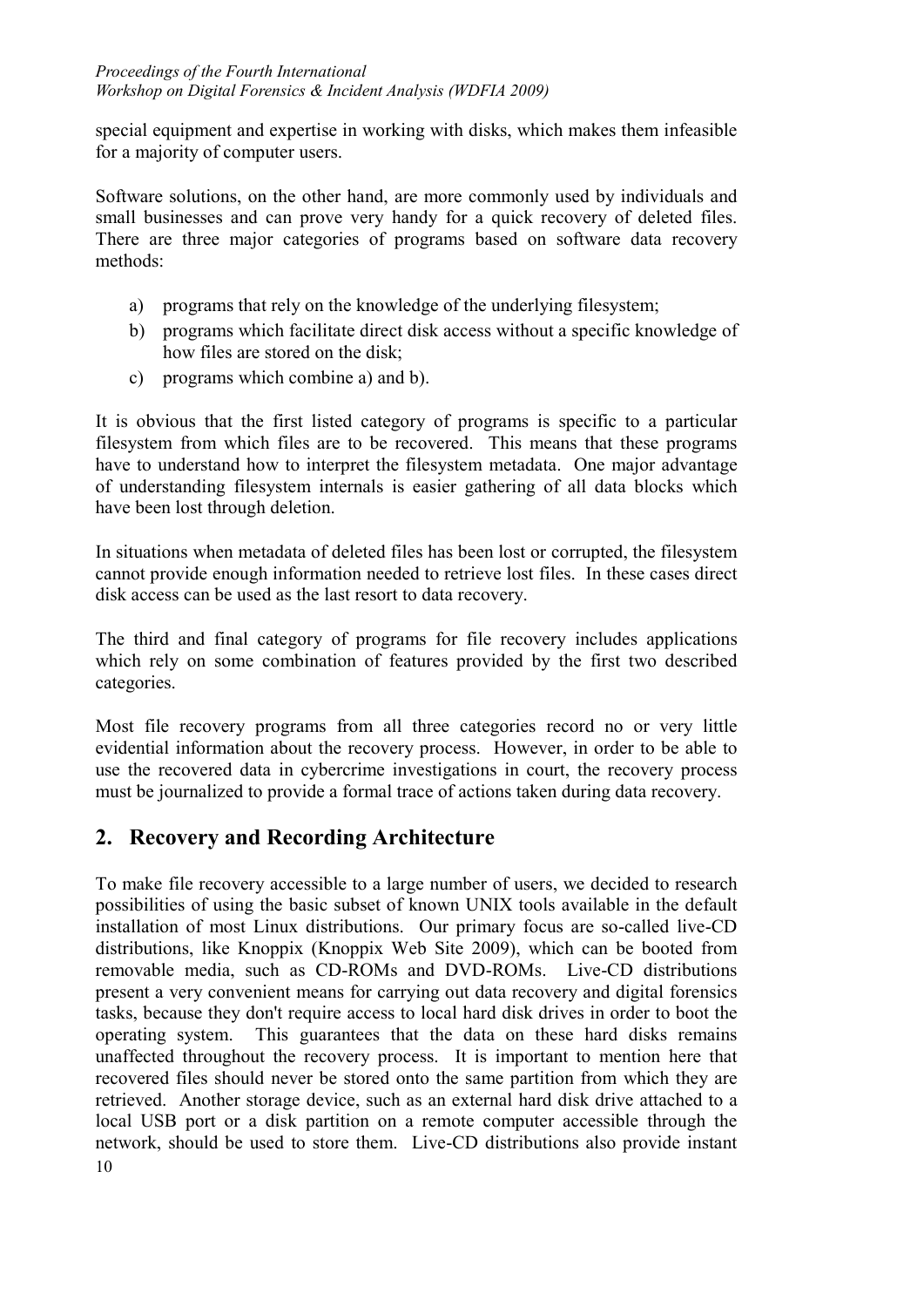special equipment and expertise in working with disks, which makes them infeasible for a majority of computer users.

Software solutions, on the other hand, are more commonly used by individuals and small businesses and can prove very handy for a quick recovery of deleted files. There are three major categories of programs based on software data recovery methods:

a) programs that rely on the knowledge of the underlying filesystem;
b) programs which facilitate direct disk access without a specific knowledge of how files are stored on the disk;
c) programs which combine a) and b).

It is obvious that the first listed category of programs is specific to a particular filesystem from which files are to be recovered. This means that these programs have to understand how to interpret the filesystem metadata. One major advantage of understanding filesystem internals is easier gathering of all data blocks which have been lost through deletion.

In situations when metadata of deleted files has been lost or corrupted, the filesystem cannot provide enough information needed to retrieve lost files. In these cases direct disk access can be used as the last resort to data recovery.

The third and final category of programs for file recovery includes applications which rely on some combination of features provided by the first two described categories.

Most file recovery programs from all three categories record no or very little evidential information about the recovery process. However, in order to be able to use the recovered data in cybercrime investigations in court, the recovery process must be journalized to provide a formal trace of actions taken during data recovery.

## 2. Recovery and Recording Architecture

To make file recovery accessible to a large number of users, we decided to research possibilities of using the basic subset of known UNIX tools available in the default installation of most Linux distributions. Our primary focus are so-called live-CD distributions, like Knoppix (Knoppix Web Site 2009), which can be booted from removable media, such as CD-ROMs and DVD-ROMs. Live-CD distributions present a very convenient means for carrying out data recovery and digital forensics tasks, because they don't require access to local hard disk drives in order to boot the operating system. This guarantees that the data on these hard disks remains unaffected throughout the recovery process. It is important to mention here that recovered files should never be stored onto the same partition from which they are retrieved. Another storage device, such as an external hard disk drive attached to a local USB port or a disk partition on a remote computer accessible through the network, should be used to store them. Live-CD distributions also provide instant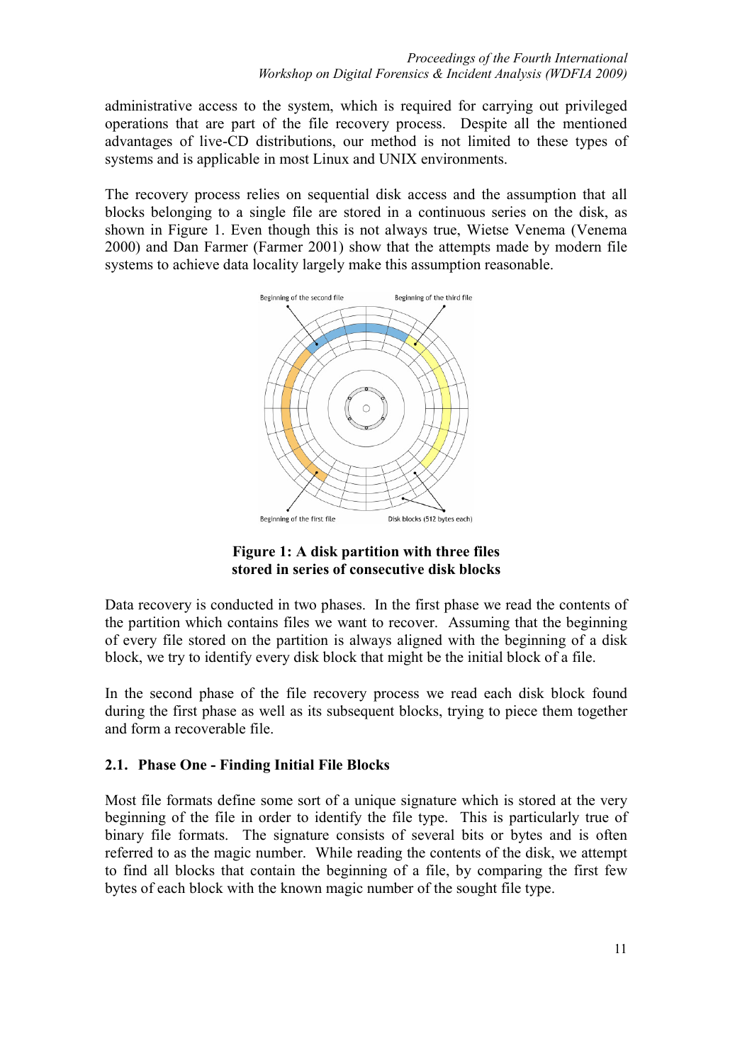administrative access to the system, which is required for carrying out privileged operations that are part of the file recovery process. Despite all the mentioned advantages of live-CD distributions, our method is not limited to these types of systems and is applicable in most Linux and UNIX environments.

The recovery process relies on sequential disk access and the assumption that all blocks belonging to a single file are stored in a continuous series on the disk, as shown in Figure 1. Even though this is not always true, Wietse Venema (Venema 2000) and Dan Farmer (Farmer 2001) show that the attempts made by modern file systems to achieve data locality largely make this assumption reasonable.

**Figure 1: A disk partition with three files stored in series of consecutive disk blocks**

Data recovery is conducted in two phases. In the first phase we read the contents of the partition which contains files we want to recover. Assuming that the beginning of every file stored on the partition is always aligned with the beginning of a disk block, we try to identify every disk block that might be the initial block of a file.

In the second phase of the file recovery process we read each disk block found during the first phase as well as its subsequent blocks, trying to piece them together and form a recoverable file.

### 2.1. Phase One - Finding Initial File Blocks

Most file formats define some sort of a unique signature which is stored at the very beginning of the file in order to identify the file type. This is particularly true of binary file formats. The signature consists of several bits or bytes and is often referred to as the magic number. While reading the contents of the disk, we attempt to find all blocks that contain the beginning of a file, by comparing the first few bytes of each block with the known magic number of the sought file type.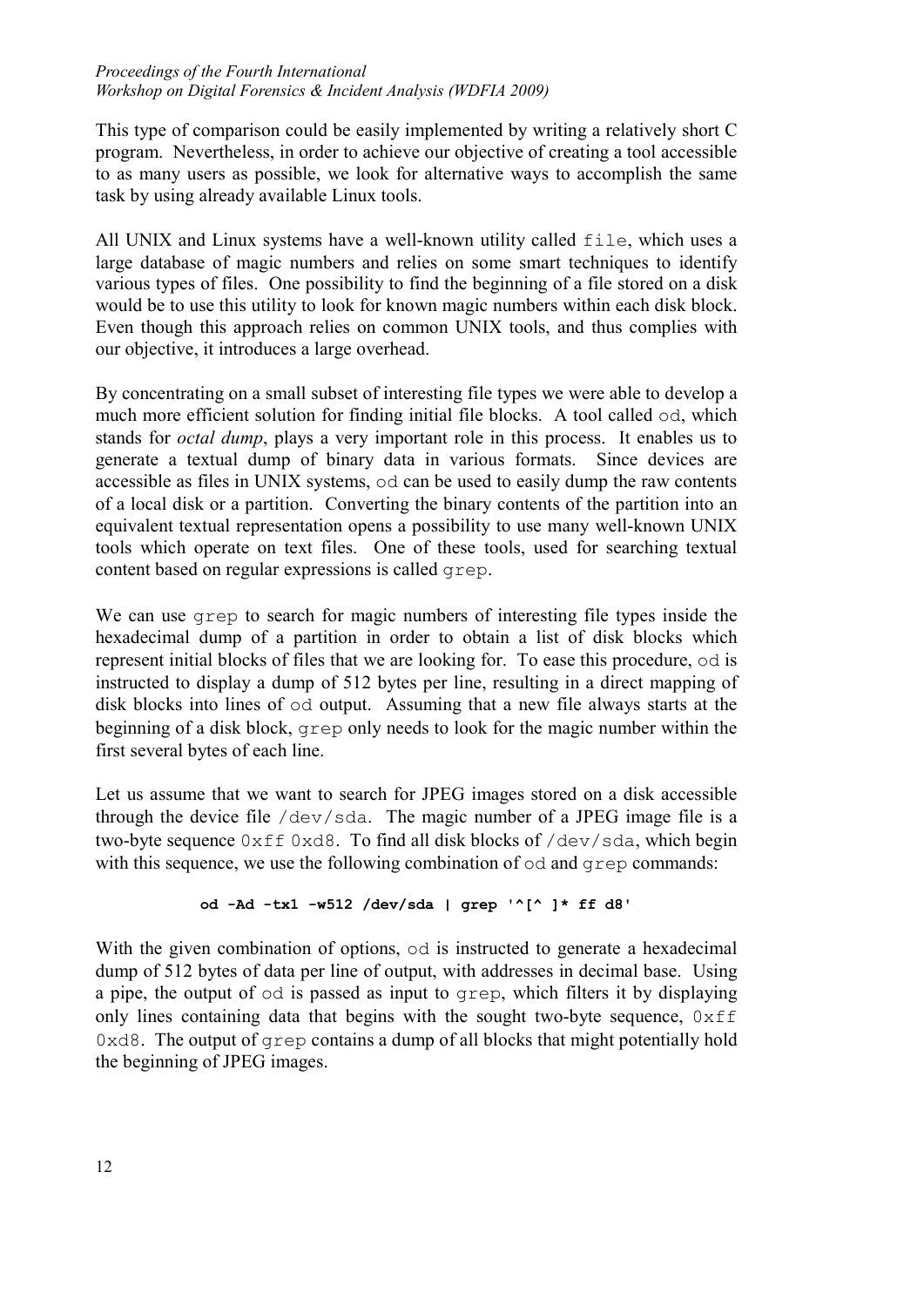This type of comparison could be easily implemented by writing a relatively short C program. Nevertheless, in order to achieve our objective of creating a tool accessible to as many users as possible, we look for alternative ways to accomplish the same task by using already available Linux tools.

All UNIX and Linux systems have a well-known utility called `file`, which uses a large database of magic numbers and relies on some smart techniques to identify various types of files. One possibility to find the beginning of a file stored on a disk would be to use this utility to look for known magic numbers within each disk block. Even though this approach relies on common UNIX tools, and thus complies with our objective, it introduces a large overhead.

By concentrating on a small subset of interesting file types we were able to develop a much more efficient solution for finding initial file blocks. A tool called `od`, which stands for *octal dump*, plays a very important role in this process. It enables us to generate a textual dump of binary data in various formats. Since devices are accessible as files in UNIX systems, `od` can be used to easily dump the raw contents of a local disk or a partition. Converting the binary contents of the partition into an equivalent textual representation opens a possibility to use many well-known UNIX tools which operate on text files. One of these tools, used for searching textual content based on regular expressions is called `grep`.

We can use `grep` to search for magic numbers of interesting file types inside the hexadecimal dump of a partition in order to obtain a list of disk blocks which represent initial blocks of files that we are looking for. To ease this procedure, `od` is instructed to display a dump of 512 bytes per line, resulting in a direct mapping of disk blocks into lines of `od` output. Assuming that a new file always starts at the beginning of a disk block, `grep` only needs to look for the magic number within the first several bytes of each line.

Let us assume that we want to search for JPEG images stored on a disk accessible through the device file `/dev/sda`. The magic number of a JPEG image file is a two-byte sequence `0xff 0xd8`. To find all disk blocks of `/dev/sda`, which begin with this sequence, we use the following combination of `od` and `grep` commands:

```
od -Ad -tx1 -w512 /dev/sda | grep '^[^ ]* ff d8'
```

With the given combination of options, `od` is instructed to generate a hexadecimal dump of 512 bytes of data per line of output, with addresses in decimal base. Using a pipe, the output of `od` is passed as input to `grep`, which filters it by displaying only lines containing data that begins with the sought two-byte sequence, `0xff 0xd8`. The output of `grep` contains a dump of all blocks that might potentially hold the beginning of JPEG images.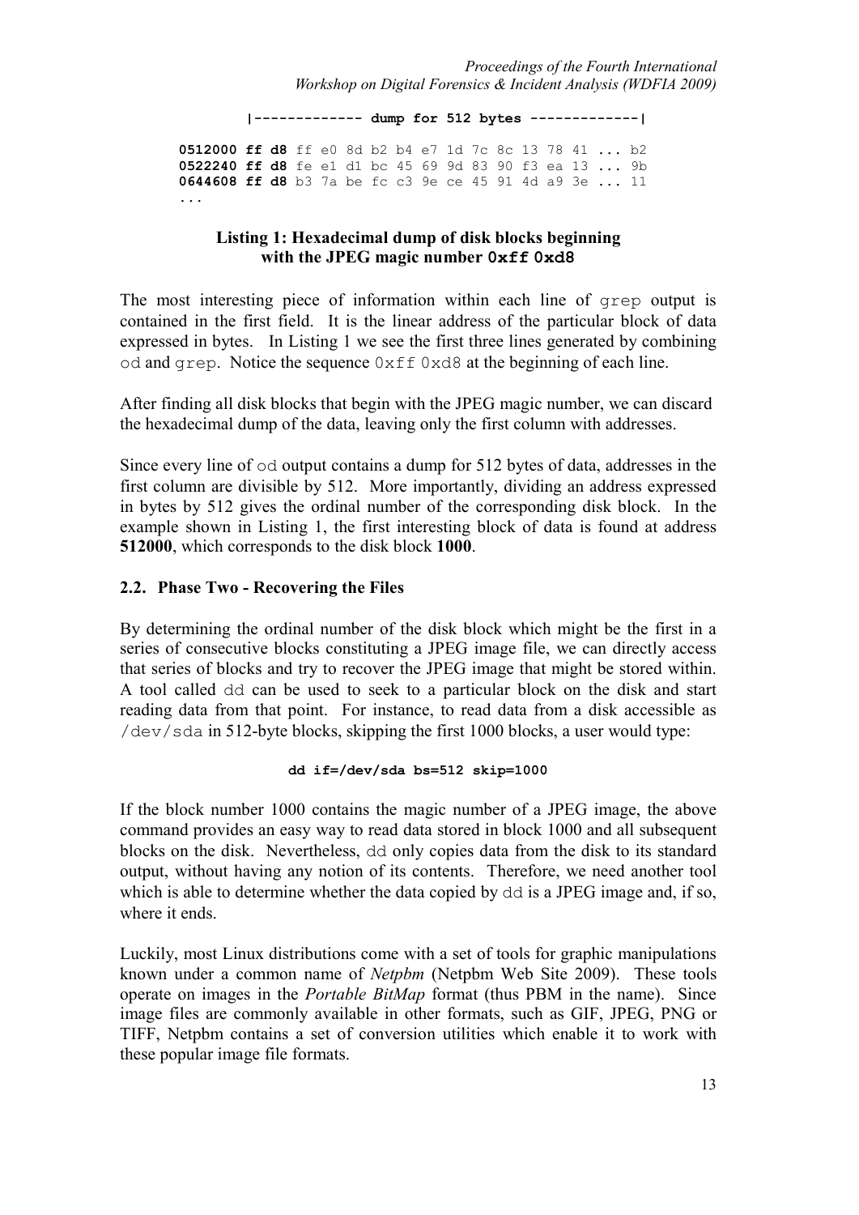```
        |------------- dump for 512 bytes -------------|

0512000 ff d8 ff e0 8d b2 b4 e7 1d 7c 8c 13 78 41 ... b2
0522240 ff d8 fe e1 d1 bc 45 69 9d 83 90 f3 ea 13 ... 9b
0644608 ff d8 b3 7a be fc c3 9e ce 45 91 4d a9 3e ... 11
...
```

**Listing 1: Hexadecimal dump of disk blocks beginning with the JPEG magic number `0xff 0xd8`**

The most interesting piece of information within each line of `grep` output is contained in the first field. It is the linear address of the particular block of data expressed in bytes. In Listing 1 we see the first three lines generated by combining `od` and `grep`. Notice the sequence `0xff 0xd8` at the beginning of each line.

After finding all disk blocks that begin with the JPEG magic number, we can discard the hexadecimal dump of the data, leaving only the first column with addresses.

Since every line of `od` output contains a dump for 512 bytes of data, addresses in the first column are divisible by 512. More importantly, dividing an address expressed in bytes by 512 gives the ordinal number of the corresponding disk block. In the example shown in Listing 1, the first interesting block of data is found at address **512000**, which corresponds to the disk block **1000**.

### 2.2. Phase Two - Recovering the Files

By determining the ordinal number of the disk block which might be the first in a series of consecutive blocks constituting a JPEG image file, we can directly access that series of blocks and try to recover the JPEG image that might be stored within. A tool called `dd` can be used to seek to a particular block on the disk and start reading data from that point. For instance, to read data from a disk accessible as `/dev/sda` in 512-byte blocks, skipping the first 1000 blocks, a user would type:

```
dd if=/dev/sda bs=512 skip=1000
```

If the block number 1000 contains the magic number of a JPEG image, the above command provides an easy way to read data stored in block 1000 and all subsequent blocks on the disk. Nevertheless, `dd` only copies data from the disk to its standard output, without having any notion of its contents. Therefore, we need another tool which is able to determine whether the data copied by `dd` is a JPEG image and, if so, where it ends.

Luckily, most Linux distributions come with a set of tools for graphic manipulations known under a common name of *Netpbm* (Netpbm Web Site 2009). These tools operate on images in the *Portable BitMap* format (thus PBM in the name). Since image files are commonly available in other formats, such as GIF, JPEG, PNG or TIFF, Netpbm contains a set of conversion utilities which enable it to work with these popular image file formats.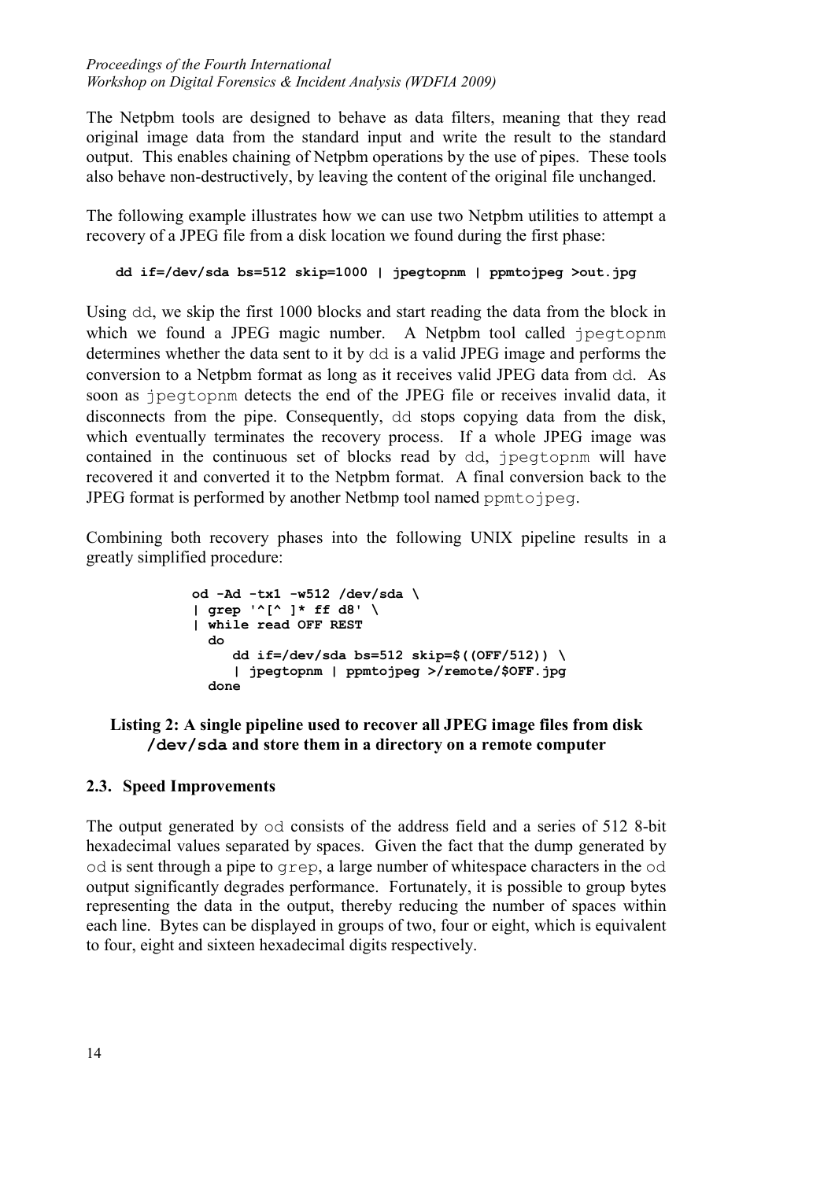The Netpbm tools are designed to behave as data filters, meaning that they read original image data from the standard input and write the result to the standard output. This enables chaining of Netpbm operations by the use of pipes. These tools also behave non-destructively, by leaving the content of the original file unchanged.

The following example illustrates how we can use two Netpbm utilities to attempt a recovery of a JPEG file from a disk location we found during the first phase:

```
dd if=/dev/sda bs=512 skip=1000 | jpegtopnm | ppmtojpeg >out.jpg
```

Using `dd`, we skip the first 1000 blocks and start reading the data from the block in which we found a JPEG magic number. A Netpbm tool called `jpegtopnm` determines whether the data sent to it by `dd` is a valid JPEG image and performs the conversion to a Netpbm format as long as it receives valid JPEG data from `dd`. As soon as `jpegtopnm` detects the end of the JPEG file or receives invalid data, it disconnects from the pipe. Consequently, `dd` stops copying data from the disk, which eventually terminates the recovery process. If a whole JPEG image was contained in the continuous set of blocks read by `dd`, `jpegtopnm` will have recovered it and converted it to the Netpbm format. A final conversion back to the JPEG format is performed by another Netbmp tool named `ppmtojpeg`.

Combining both recovery phases into the following UNIX pipeline results in a greatly simplified procedure:

```
od -Ad -tx1 -w512 /dev/sda \
| grep '^[^ ]* ff d8' \
| while read OFF REST
  do
     dd if=/dev/sda bs=512 skip=$((OFF/512)) \
     | jpegtopnm | ppmtojpeg >/remote/$OFF.jpg
  done
```

**Listing 2: A single pipeline used to recover all JPEG image files from disk `/dev/sda` and store them in a directory on a remote computer**

### 2.3. Speed Improvements

The output generated by `od` consists of the address field and a series of 512 8-bit hexadecimal values separated by spaces. Given the fact that the dump generated by `od` is sent through a pipe to `grep`, a large number of whitespace characters in the `od` output significantly degrades performance. Fortunately, it is possible to group bytes representing the data in the output, thereby reducing the number of spaces within each line. Bytes can be displayed in groups of two, four or eight, which is equivalent to four, eight and sixteen hexadecimal digits respectively.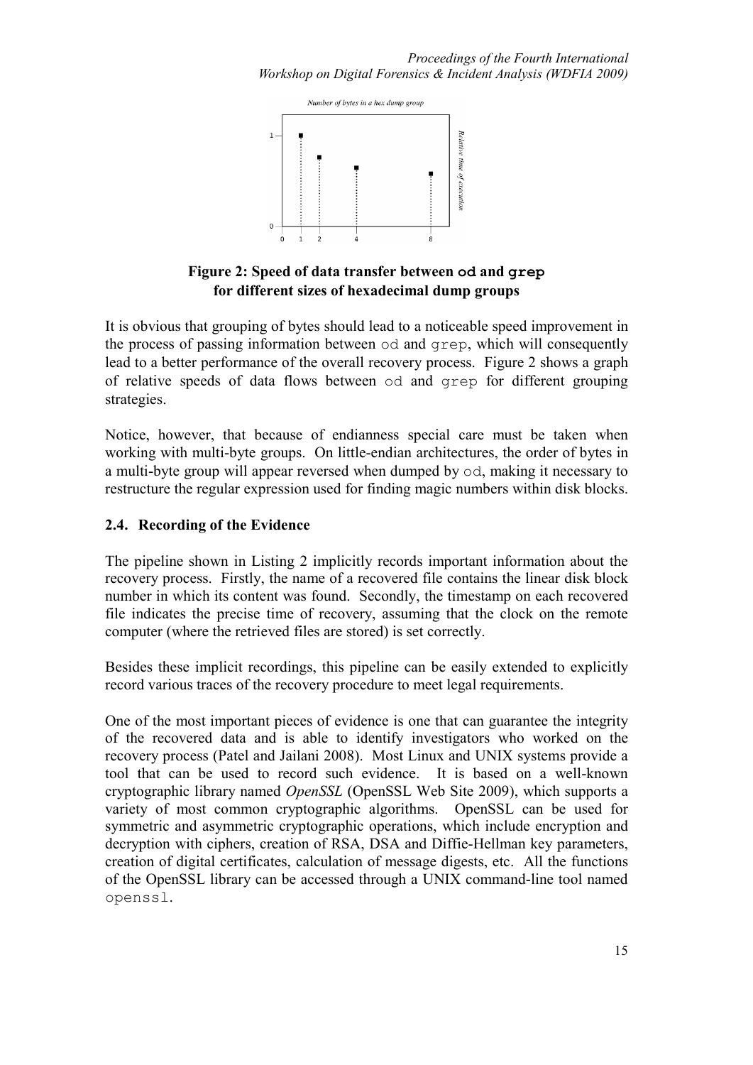**Figure 2: Speed of data transfer between `od` and `grep` for different sizes of hexadecimal dump groups**

It is obvious that grouping of bytes should lead to a noticeable speed improvement in the process of passing information between `od` and `grep`, which will consequently lead to a better performance of the overall recovery process. Figure 2 shows a graph of relative speeds of data flows between `od` and `grep` for different grouping strategies.

Notice, however, that because of endianness special care must be taken when working with multi-byte groups. On little-endian architectures, the order of bytes in a multi-byte group will appear reversed when dumped by `od`, making it necessary to restructure the regular expression used for finding magic numbers within disk blocks.

## 2.4. Recording of the Evidence

The pipeline shown in Listing 2 implicitly records important information about the recovery process. Firstly, the name of a recovered file contains the linear disk block number in which its content was found. Secondly, the timestamp on each recovered file indicates the precise time of recovery, assuming that the clock on the remote computer (where the retrieved files are stored) is set correctly.

Besides these implicit recordings, this pipeline can be easily extended to explicitly record various traces of the recovery procedure to meet legal requirements.

One of the most important pieces of evidence is one that can guarantee the integrity of the recovered data and is able to identify investigators who worked on the recovery process (Patel and Jailani 2008). Most Linux and UNIX systems provide a tool that can be used to record such evidence. It is based on a well-known cryptographic library named *OpenSSL* (OpenSSL Web Site 2009), which supports a variety of most common cryptographic algorithms. OpenSSL can be used for symmetric and asymmetric cryptographic operations, which include encryption and decryption with ciphers, creation of RSA, DSA and Diffie-Hellman key parameters, creation of digital certificates, calculation of message digests, etc. All the functions of the OpenSSL library can be accessed through a UNIX command-line tool named `openssl`.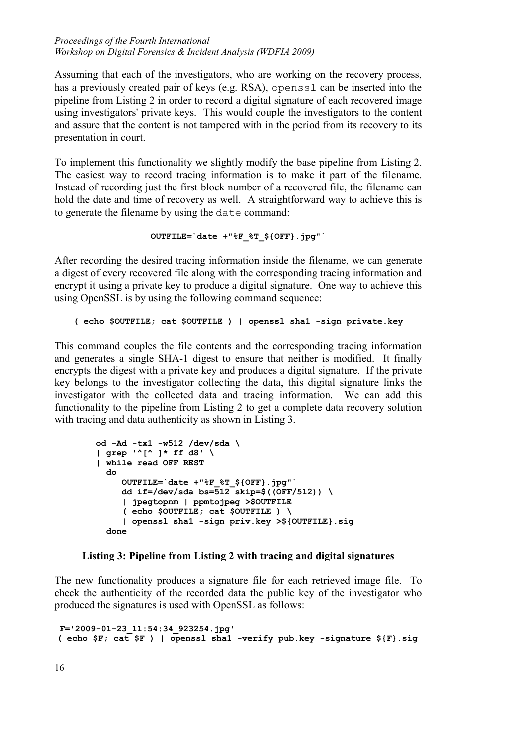Assuming that each of the investigators, who are working on the recovery process, has a previously created pair of keys (e.g. RSA), `openssl` can be inserted into the pipeline from Listing 2 in order to record a digital signature of each recovered image using investigators' private keys. This would couple the investigators to the content and assure that the content is not tampered with in the period from its recovery to its presentation in court.

To implement this functionality we slightly modify the base pipeline from Listing 2. The easiest way to record tracing information is to make it part of the filename. Instead of recording just the first block number of a recovered file, the filename can hold the date and time of recovery as well. A straightforward way to achieve this is to generate the filename by using the `date` command:

```
OUTFILE=`date +"%F_%T_${OFF}.jpg"`
```

After recording the desired tracing information inside the filename, we can generate a digest of every recovered file along with the corresponding tracing information and encrypt it using a private key to produce a digital signature. One way to achieve this using OpenSSL is by using the following command sequence:

```
( echo $OUTFILE; cat $OUTFILE ) | openssl sha1 -sign private.key
```

This command couples the file contents and the corresponding tracing information and generates a single SHA-1 digest to ensure that neither is modified. It finally encrypts the digest with a private key and produces a digital signature. If the private key belongs to the investigator collecting the data, this digital signature links the investigator with the collected data and tracing information. We can add this functionality to the pipeline from Listing 2 to get a complete data recovery solution with tracing and data authenticity as shown in Listing 3.

```
od -Ad -tx1 -w512 /dev/sda \
| grep '^[^ ]* ff d8' \
| while read OFF REST
  do
     OUTFILE=`date +"%F_%T_${OFF}.jpg"`
     dd if=/dev/sda bs=512 skip=$((OFF/512)) \
     | jpegtopnm | ppmtojpeg >$OUTFILE
     ( echo $OUTFILE; cat $OUTFILE ) \
     | openssl sha1 -sign priv.key >${OUTFILE}.sig
  done
```

**Listing 3: Pipeline from Listing 2 with tracing and digital signatures**

The new functionality produces a signature file for each retrieved image file. To check the authenticity of the recorded data the public key of the investigator who produced the signatures is used with OpenSSL as follows:

```
F='2009-01-23_11:54:34_923254.jpg'
( echo $F; cat $F ) | openssl sha1 -verify pub.key -signature ${F}.sig
```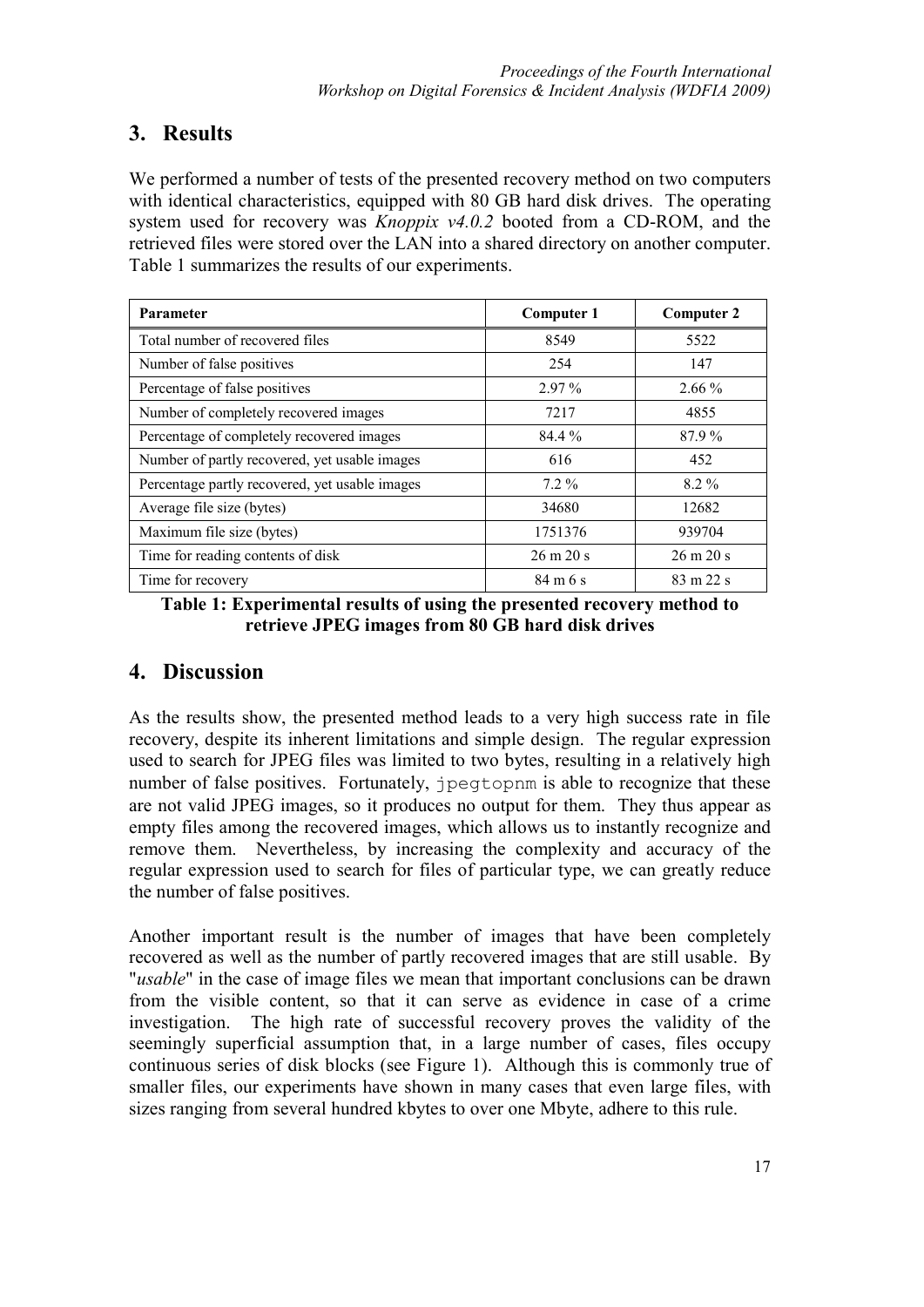## 3. Results

We performed a number of tests of the presented recovery method on two computers with identical characteristics, equipped with 80 GB hard disk drives. The operating system used for recovery was *Knoppix v4.0.2* booted from a CD-ROM, and the retrieved files were stored over the LAN into a shared directory on another computer. Table 1 summarizes the results of our experiments.

| **Parameter** | **Computer 1** | **Computer 2** |
|---|---|---|
| Total number of recovered files | 8549 | 5522 |
| Number of false positives | 254 | 147 |
| Percentage of false positives | 2.97 % | 2.66 % |
| Number of completely recovered images | 7217 | 4855 |
| Percentage of completely recovered images | 84.4 % | 87.9 % |
| Number of partly recovered, yet usable images | 616 | 452 |
| Percentage partly recovered, yet usable images | 7.2 % | 8.2 % |
| Average file size (bytes) | 34680 | 12682 |
| Maximum file size (bytes) | 1751376 | 939704 |
| Time for reading contents of disk | 26 m 20 s | 26 m 20 s |
| Time for recovery | 84 m 6 s | 83 m 22 s |

**Table 1: Experimental results of using the presented recovery method to retrieve JPEG images from 80 GB hard disk drives**

## 4. Discussion

As the results show, the presented method leads to a very high success rate in file recovery, despite its inherent limitations and simple design. The regular expression used to search for JPEG files was limited to two bytes, resulting in a relatively high number of false positives. Fortunately, `jpegtopnm` is able to recognize that these are not valid JPEG images, so it produces no output for them. They thus appear as empty files among the recovered images, which allows us to instantly recognize and remove them. Nevertheless, by increasing the complexity and accuracy of the regular expression used to search for files of particular type, we can greatly reduce the number of false positives.

Another important result is the number of images that have been completely recovered as well as the number of partly recovered images that are still usable. By "*usable*" in the case of image files we mean that important conclusions can be drawn from the visible content, so that it can serve as evidence in case of a crime investigation. The high rate of successful recovery proves the validity of the seemingly superficial assumption that, in a large number of cases, files occupy continuous series of disk blocks (see Figure 1). Although this is commonly true of smaller files, our experiments have shown in many cases that even large files, with sizes ranging from several hundred kbytes to over one Mbyte, adhere to this rule.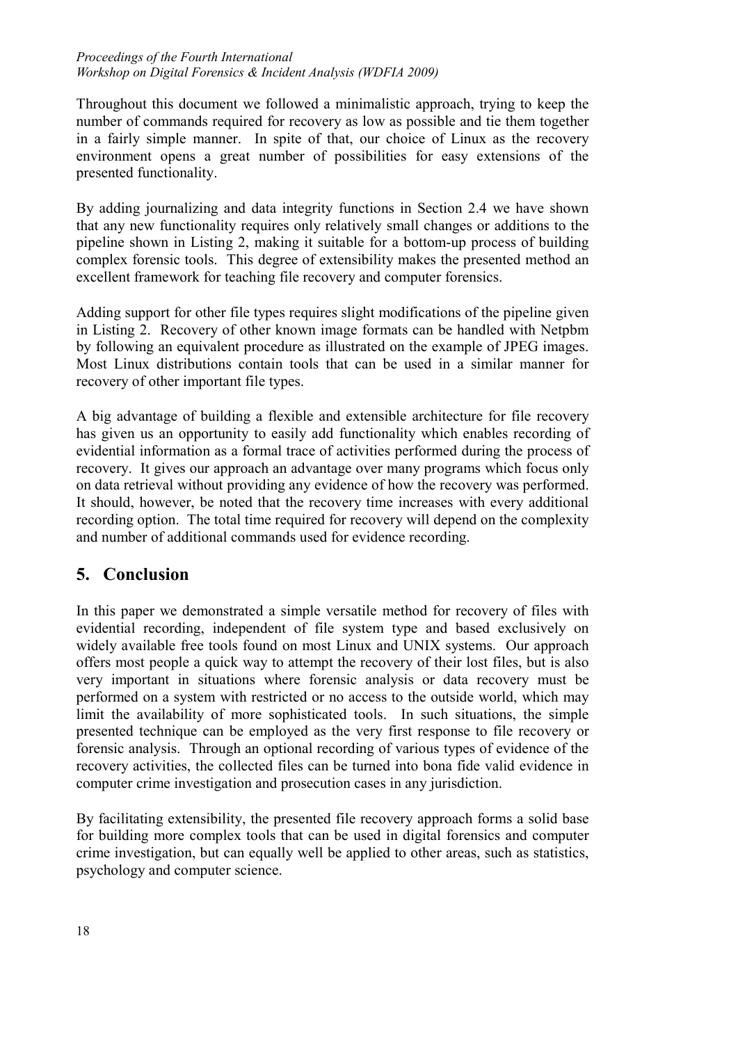Throughout this document we followed a minimalistic approach, trying to keep the number of commands required for recovery as low as possible and tie them together in a fairly simple manner. In spite of that, our choice of Linux as the recovery environment opens a great number of possibilities for easy extensions of the presented functionality.

By adding journalizing and data integrity functions in Section 2.4 we have shown that any new functionality requires only relatively small changes or additions to the pipeline shown in Listing 2, making it suitable for a bottom-up process of building complex forensic tools. This degree of extensibility makes the presented method an excellent framework for teaching file recovery and computer forensics.

Adding support for other file types requires slight modifications of the pipeline given in Listing 2. Recovery of other known image formats can be handled with Netpbm by following an equivalent procedure as illustrated on the example of JPEG images. Most Linux distributions contain tools that can be used in a similar manner for recovery of other important file types.

A big advantage of building a flexible and extensible architecture for file recovery has given us an opportunity to easily add functionality which enables recording of evidential information as a formal trace of activities performed during the process of recovery. It gives our approach an advantage over many programs which focus only on data retrieval without providing any evidence of how the recovery was performed. It should, however, be noted that the recovery time increases with every additional recording option. The total time required for recovery will depend on the complexity and number of additional commands used for evidence recording.

# 5. Conclusion

In this paper we demonstrated a simple versatile method for recovery of files with evidential recording, independent of file system type and based exclusively on widely available free tools found on most Linux and UNIX systems. Our approach offers most people a quick way to attempt the recovery of their lost files, but is also very important in situations where forensic analysis or data recovery must be performed on a system with restricted or no access to the outside world, which may limit the availability of more sophisticated tools. In such situations, the simple presented technique can be employed as the very first response to file recovery or forensic analysis. Through an optional recording of various types of evidence of the recovery activities, the collected files can be turned into bona fide valid evidence in computer crime investigation and prosecution cases in any jurisdiction.

By facilitating extensibility, the presented file recovery approach forms a solid base for building more complex tools that can be used in digital forensics and computer crime investigation, but can equally well be applied to other areas, such as statistics, psychology and computer science.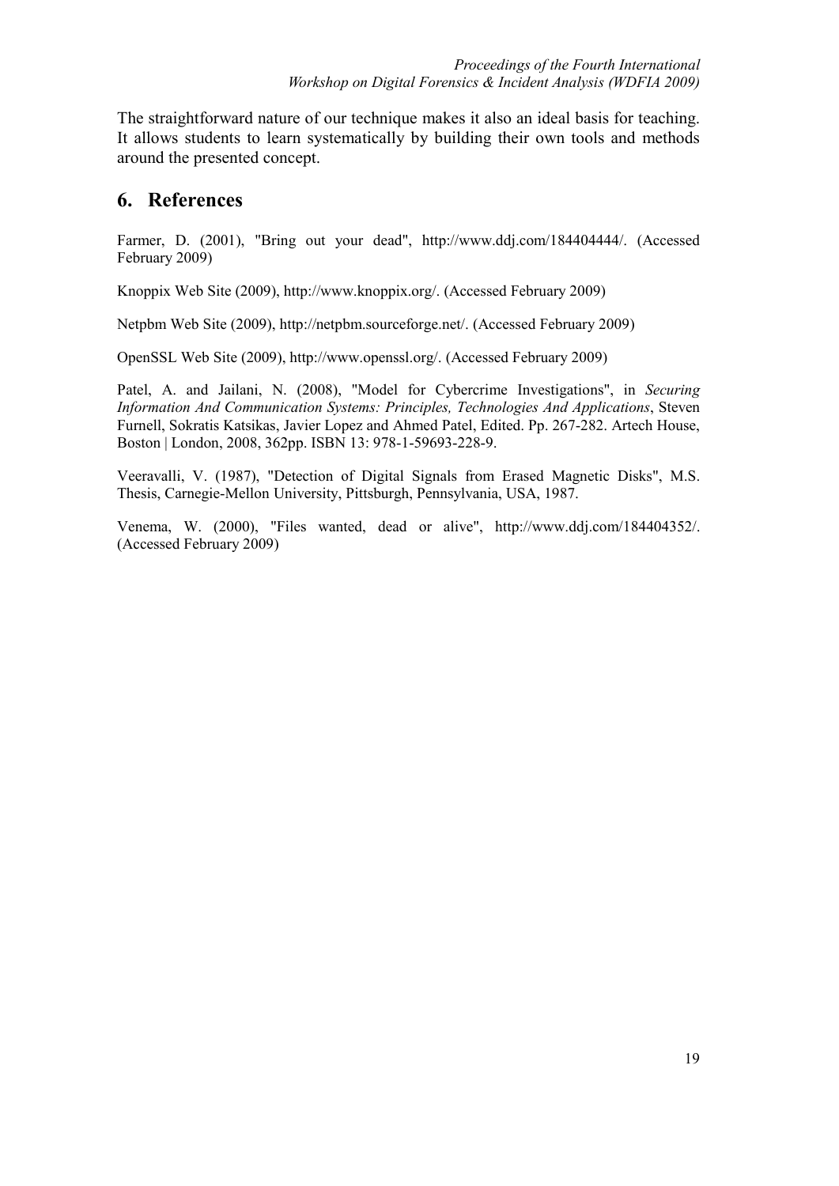The straightforward nature of our technique makes it also an ideal basis for teaching. It allows students to learn systematically by building their own tools and methods around the presented concept.

## 6. References

Farmer, D. (2001), "Bring out your dead", http://www.ddj.com/184404444/. (Accessed February 2009)

Knoppix Web Site (2009), http://www.knoppix.org/. (Accessed February 2009)

Netpbm Web Site (2009), http://netpbm.sourceforge.net/. (Accessed February 2009)

OpenSSL Web Site (2009), http://www.openssl.org/. (Accessed February 2009)

Patel, A. and Jailani, N. (2008), "Model for Cybercrime Investigations", in *Securing Information And Communication Systems: Principles, Technologies And Applications*, Steven Furnell, Sokratis Katsikas, Javier Lopez and Ahmed Patel, Edited. Pp. 267-282. Artech House, Boston | London, 2008, 362pp. ISBN 13: 978-1-59693-228-9.

Veeravalli, V. (1987), "Detection of Digital Signals from Erased Magnetic Disks", M.S. Thesis, Carnegie-Mellon University, Pittsburgh, Pennsylvania, USA, 1987.

Venema, W. (2000), "Files wanted, dead or alive", http://www.ddj.com/184404352/. (Accessed February 2009)